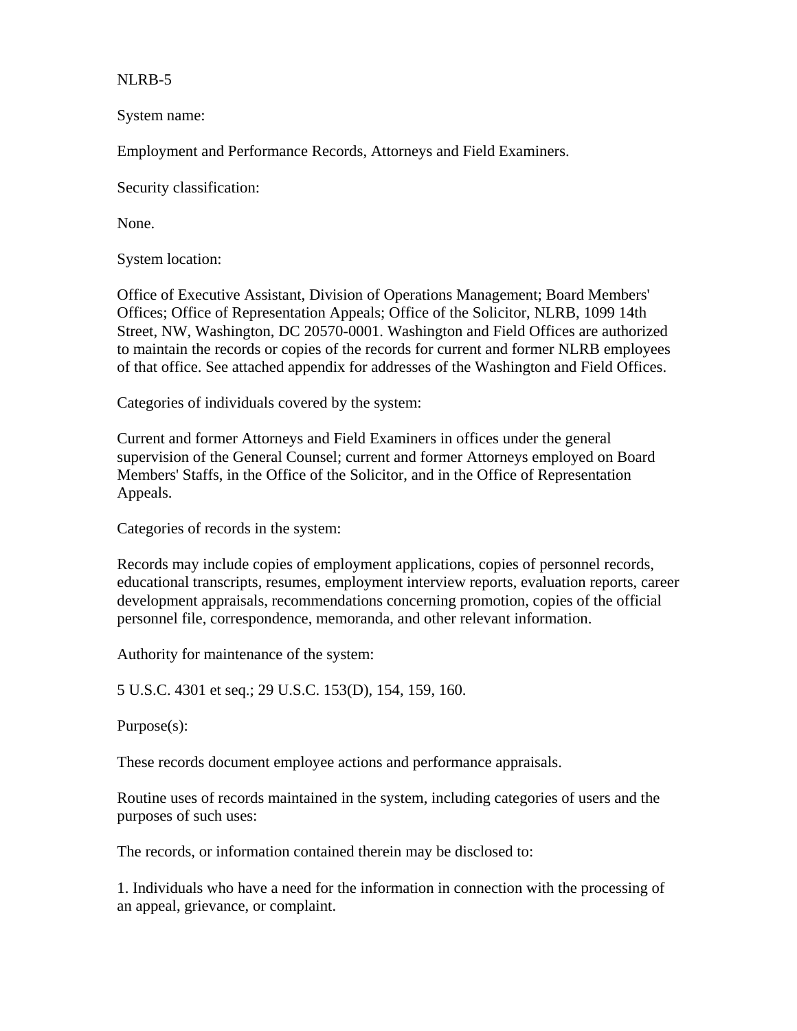NLRB-5

System name:

Employment and Performance Records, Attorneys and Field Examiners.

Security classification:

None.

System location:

Office of Executive Assistant, Division of Operations Management; Board Members' Offices; Office of Representation Appeals; Office of the Solicitor, NLRB, 1099 14th Street, NW, Washington, DC 20570-0001. Washington and Field Offices are authorized to maintain the records or copies of the records for current and former NLRB employees of that office. See attached appendix for addresses of the Washington and Field Offices.

Categories of individuals covered by the system:

Current and former Attorneys and Field Examiners in offices under the general supervision of the General Counsel; current and former Attorneys employed on Board Members' Staffs, in the Office of the Solicitor, and in the Office of Representation Appeals.

Categories of records in the system:

Records may include copies of employment applications, copies of personnel records, educational transcripts, resumes, employment interview reports, evaluation reports, career development appraisals, recommendations concerning promotion, copies of the official personnel file, correspondence, memoranda, and other relevant information.

Authority for maintenance of the system:

5 U.S.C. 4301 et seq.; 29 U.S.C. 153(D), 154, 159, 160.

Purpose(s):

These records document employee actions and performance appraisals.

Routine uses of records maintained in the system, including categories of users and the purposes of such uses:

The records, or information contained therein may be disclosed to:

1. Individuals who have a need for the information in connection with the processing of an appeal, grievance, or complaint.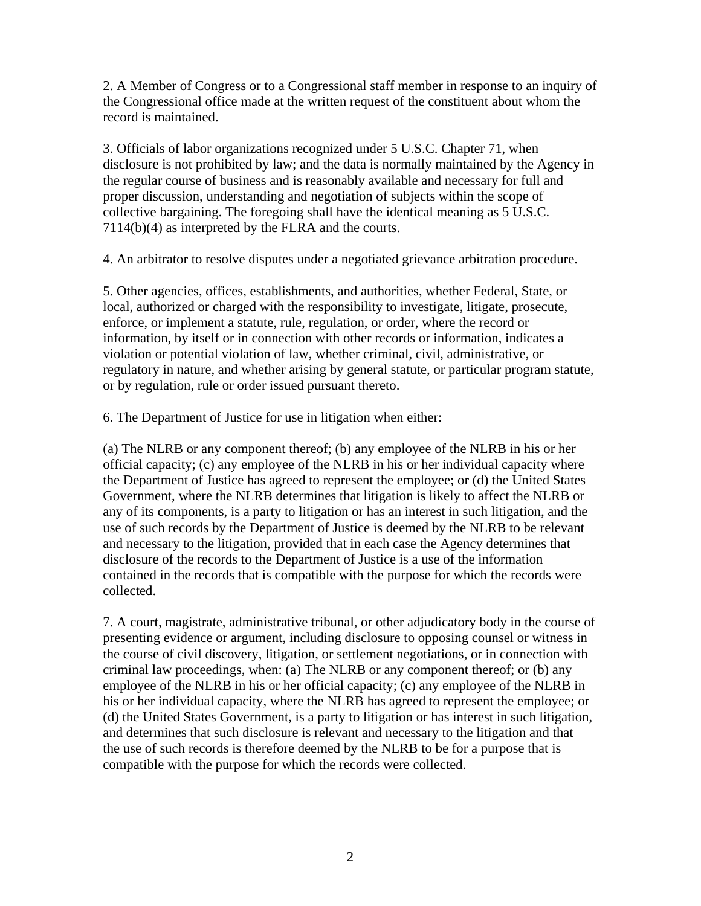2. A Member of Congress or to a Congressional staff member in response to an inquiry of the Congressional office made at the written request of the constituent about whom the record is maintained.

3. Officials of labor organizations recognized under 5 U.S.C. Chapter 71, when disclosure is not prohibited by law; and the data is normally maintained by the Agency in the regular course of business and is reasonably available and necessary for full and proper discussion, understanding and negotiation of subjects within the scope of collective bargaining. The foregoing shall have the identical meaning as 5 U.S.C. 7114(b)(4) as interpreted by the FLRA and the courts.

4. An arbitrator to resolve disputes under a negotiated grievance arbitration procedure.

5. Other agencies, offices, establishments, and authorities, whether Federal, State, or local, authorized or charged with the responsibility to investigate, litigate, prosecute, enforce, or implement a statute, rule, regulation, or order, where the record or information, by itself or in connection with other records or information, indicates a violation or potential violation of law, whether criminal, civil, administrative, or regulatory in nature, and whether arising by general statute, or particular program statute, or by regulation, rule or order issued pursuant thereto.

6. The Department of Justice for use in litigation when either:

(a) The NLRB or any component thereof; (b) any employee of the NLRB in his or her official capacity; (c) any employee of the NLRB in his or her individual capacity where the Department of Justice has agreed to represent the employee; or (d) the United States Government, where the NLRB determines that litigation is likely to affect the NLRB or any of its components, is a party to litigation or has an interest in such litigation, and the use of such records by the Department of Justice is deemed by the NLRB to be relevant and necessary to the litigation, provided that in each case the Agency determines that disclosure of the records to the Department of Justice is a use of the information contained in the records that is compatible with the purpose for which the records were collected.

7. A court, magistrate, administrative tribunal, or other adjudicatory body in the course of presenting evidence or argument, including disclosure to opposing counsel or witness in the course of civil discovery, litigation, or settlement negotiations, or in connection with criminal law proceedings, when: (a) The NLRB or any component thereof; or (b) any employee of the NLRB in his or her official capacity; (c) any employee of the NLRB in his or her individual capacity, where the NLRB has agreed to represent the employee; or (d) the United States Government, is a party to litigation or has interest in such litigation, and determines that such disclosure is relevant and necessary to the litigation and that the use of such records is therefore deemed by the NLRB to be for a purpose that is compatible with the purpose for which the records were collected.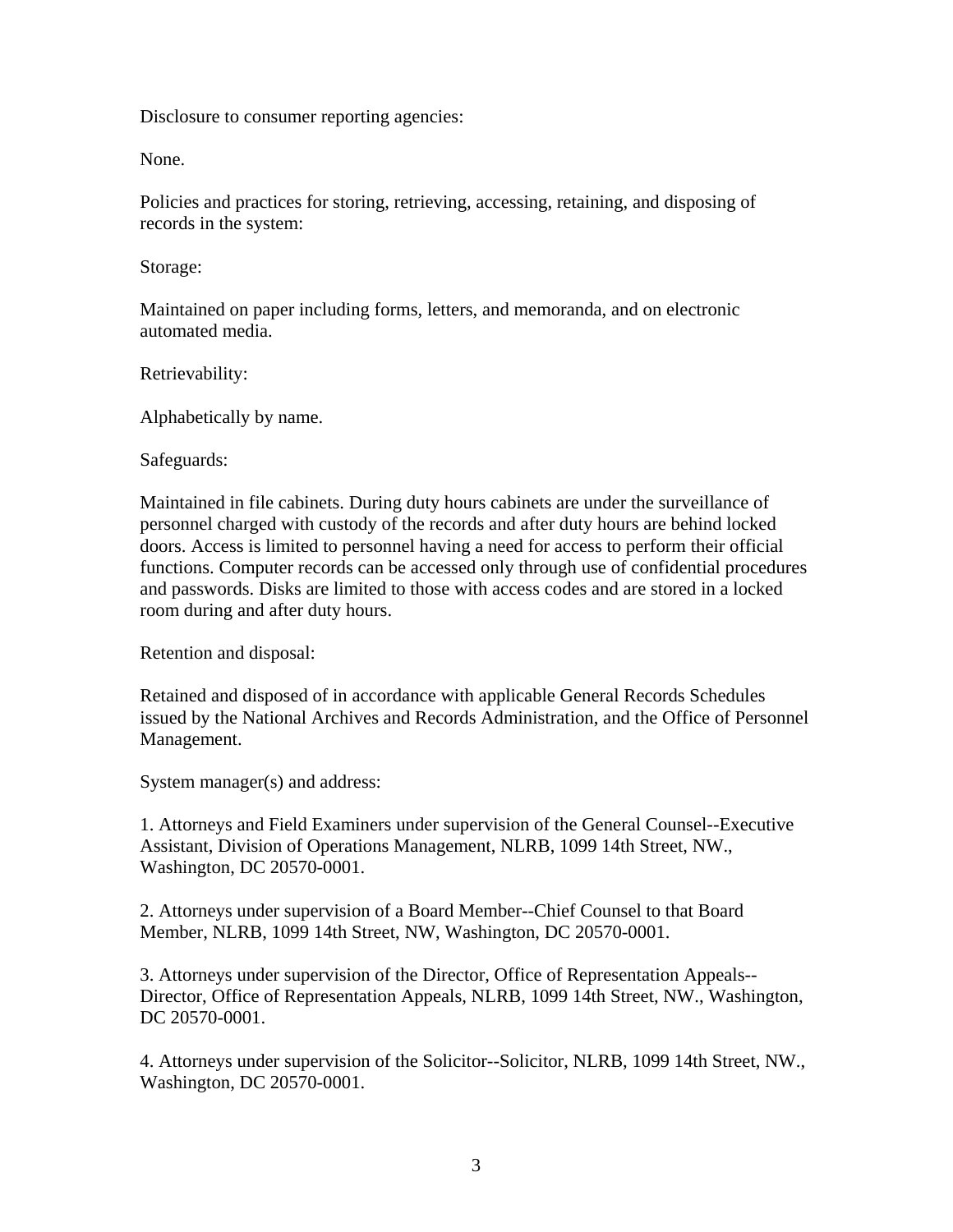Disclosure to consumer reporting agencies:

None.

Policies and practices for storing, retrieving, accessing, retaining, and disposing of records in the system:

Storage:

Maintained on paper including forms, letters, and memoranda, and on electronic automated media.

Retrievability:

Alphabetically by name.

Safeguards:

Maintained in file cabinets. During duty hours cabinets are under the surveillance of personnel charged with custody of the records and after duty hours are behind locked doors. Access is limited to personnel having a need for access to perform their official functions. Computer records can be accessed only through use of confidential procedures and passwords. Disks are limited to those with access codes and are stored in a locked room during and after duty hours.

Retention and disposal:

Retained and disposed of in accordance with applicable General Records Schedules issued by the National Archives and Records Administration, and the Office of Personnel Management.

System manager(s) and address:

1. Attorneys and Field Examiners under supervision of the General Counsel--Executive Assistant, Division of Operations Management, NLRB, 1099 14th Street, NW., Washington, DC 20570-0001.

2. Attorneys under supervision of a Board Member--Chief Counsel to that Board Member, NLRB, 1099 14th Street, NW, Washington, DC 20570-0001.

3. Attorneys under supervision of the Director, Office of Representation Appeals--Director, Office of Representation Appeals, NLRB, 1099 14th Street, NW., Washington, DC 20570-0001.

4. Attorneys under supervision of the Solicitor--Solicitor, NLRB, 1099 14th Street, NW., Washington, DC 20570-0001.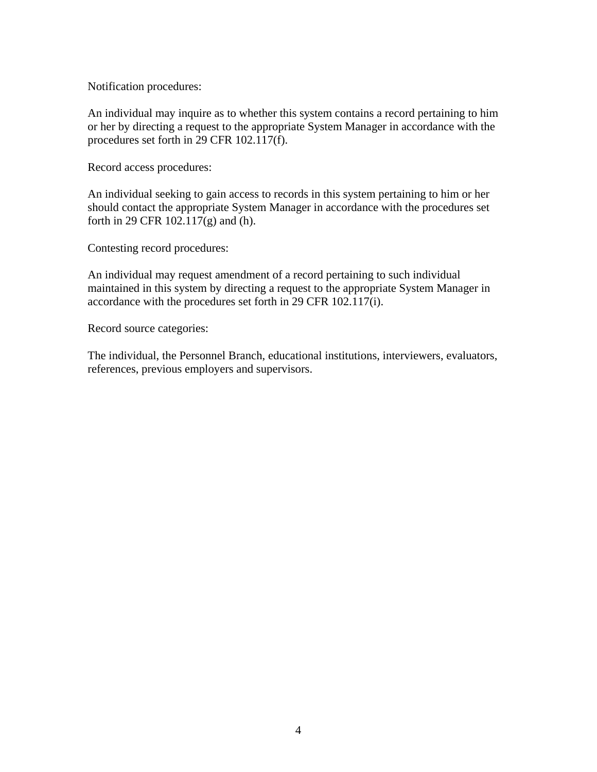Notification procedures:

An individual may inquire as to whether this system contains a record pertaining to him or her by directing a request to the appropriate System Manager in accordance with the procedures set forth in 29 CFR 102.117(f).

Record access procedures:

An individual seeking to gain access to records in this system pertaining to him or her should contact the appropriate System Manager in accordance with the procedures set forth in 29 CFR 102.117(g) and (h).

Contesting record procedures:

An individual may request amendment of a record pertaining to such individual maintained in this system by directing a request to the appropriate System Manager in accordance with the procedures set forth in 29 CFR 102.117(i).

Record source categories:

The individual, the Personnel Branch, educational institutions, interviewers, evaluators, references, previous employers and supervisors.